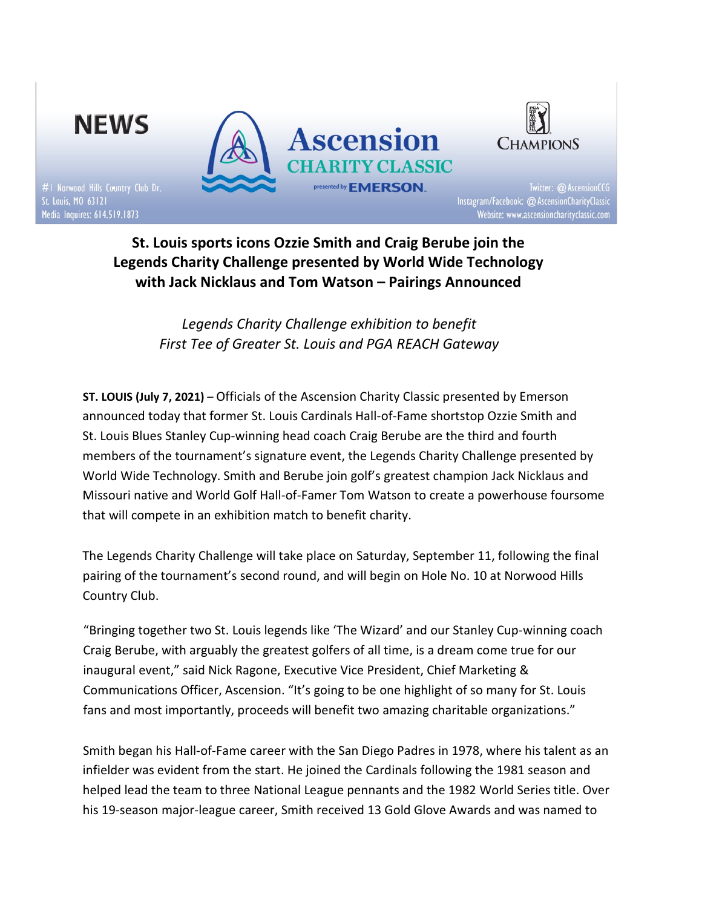**NEWS**

#1 Norwood Hills Country Club Dr.
St. Louis, MO 63121
Media Inquires: 614.519.1873

Ascension CHARITY CLASSIC presented by EMERSON

CHAMPIONS

Twitter: @AscensionCCG
Instagram/Facebook: @AscensionCharityClassic
Website: www.ascensioncharityclassic.com

# St. Louis sports icons Ozzie Smith and Craig Berube join the Legends Charity Challenge presented by World Wide Technology with Jack Nicklaus and Tom Watson – Pairings Announced

*Legends Charity Challenge exhibition to benefit First Tee of Greater St. Louis and PGA REACH Gateway*

**ST. LOUIS (July 7, 2021)** – Officials of the Ascension Charity Classic presented by Emerson announced today that former St. Louis Cardinals Hall-of-Fame shortstop Ozzie Smith and St. Louis Blues Stanley Cup-winning head coach Craig Berube are the third and fourth members of the tournament's signature event, the Legends Charity Challenge presented by World Wide Technology. Smith and Berube join golf's greatest champion Jack Nicklaus and Missouri native and World Golf Hall-of-Famer Tom Watson to create a powerhouse foursome that will compete in an exhibition match to benefit charity.

The Legends Charity Challenge will take place on Saturday, September 11, following the final pairing of the tournament's second round, and will begin on Hole No. 10 at Norwood Hills Country Club.

"Bringing together two St. Louis legends like 'The Wizard' and our Stanley Cup-winning coach Craig Berube, with arguably the greatest golfers of all time, is a dream come true for our inaugural event," said Nick Ragone, Executive Vice President, Chief Marketing & Communications Officer, Ascension. "It's going to be one highlight of so many for St. Louis fans and most importantly, proceeds will benefit two amazing charitable organizations."

Smith began his Hall-of-Fame career with the San Diego Padres in 1978, where his talent as an infielder was evident from the start. He joined the Cardinals following the 1981 season and helped lead the team to three National League pennants and the 1982 World Series title. Over his 19-season major-league career, Smith received 13 Gold Glove Awards and was named to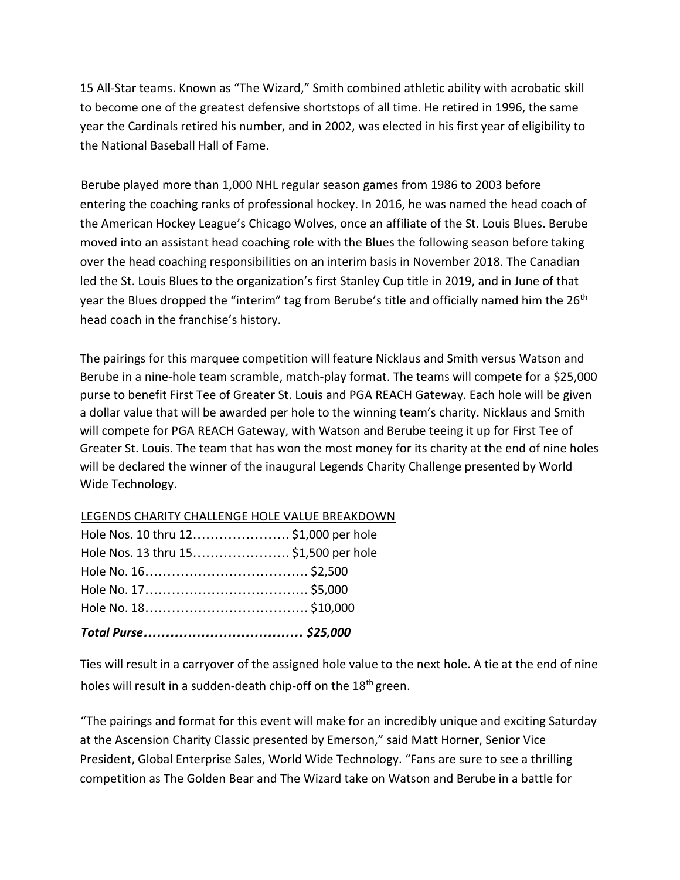15 All-Star teams. Known as "The Wizard," Smith combined athletic ability with acrobatic skill to become one of the greatest defensive shortstops of all time. He retired in 1996, the same year the Cardinals retired his number, and in 2002, was elected in his first year of eligibility to the National Baseball Hall of Fame.

Berube played more than 1,000 NHL regular season games from 1986 to 2003 before entering the coaching ranks of professional hockey. In 2016, he was named the head coach of the American Hockey League's Chicago Wolves, once an affiliate of the St. Louis Blues. Berube moved into an assistant head coaching role with the Blues the following season before taking over the head coaching responsibilities on an interim basis in November 2018. The Canadian led the St. Louis Blues to the organization's first Stanley Cup title in 2019, and in June of that year the Blues dropped the "interim" tag from Berube's title and officially named him the 26th head coach in the franchise's history.

The pairings for this marquee competition will feature Nicklaus and Smith versus Watson and Berube in a nine-hole team scramble, match-play format. The teams will compete for a $25,000 purse to benefit First Tee of Greater St. Louis and PGA REACH Gateway. Each hole will be given a dollar value that will be awarded per hole to the winning team's charity. Nicklaus and Smith will compete for PGA REACH Gateway, with Watson and Berube teeing it up for First Tee of Greater St. Louis. The team that has won the most money for its charity at the end of nine holes will be declared the winner of the inaugural Legends Charity Challenge presented by World Wide Technology.

<u>LEGENDS CHARITY CHALLENGE HOLE VALUE BREAKDOWN</u>

Hole Nos. 10 thru 12…………………. $1,000 per hole
Hole Nos. 13 thru 15…………………. $1,500 per hole
Hole No. 16………………………………. $2,500
Hole No. 17………………………………. $5,000
Hole No. 18………………………………. $10,000

***Total Purse………………………………. $25,000***

Ties will result in a carryover of the assigned hole value to the next hole. A tie at the end of nine holes will result in a sudden-death chip-off on the 18th green.

"The pairings and format for this event will make for an incredibly unique and exciting Saturday at the Ascension Charity Classic presented by Emerson," said Matt Horner, Senior Vice President, Global Enterprise Sales, World Wide Technology. "Fans are sure to see a thrilling competition as The Golden Bear and The Wizard take on Watson and Berube in a battle for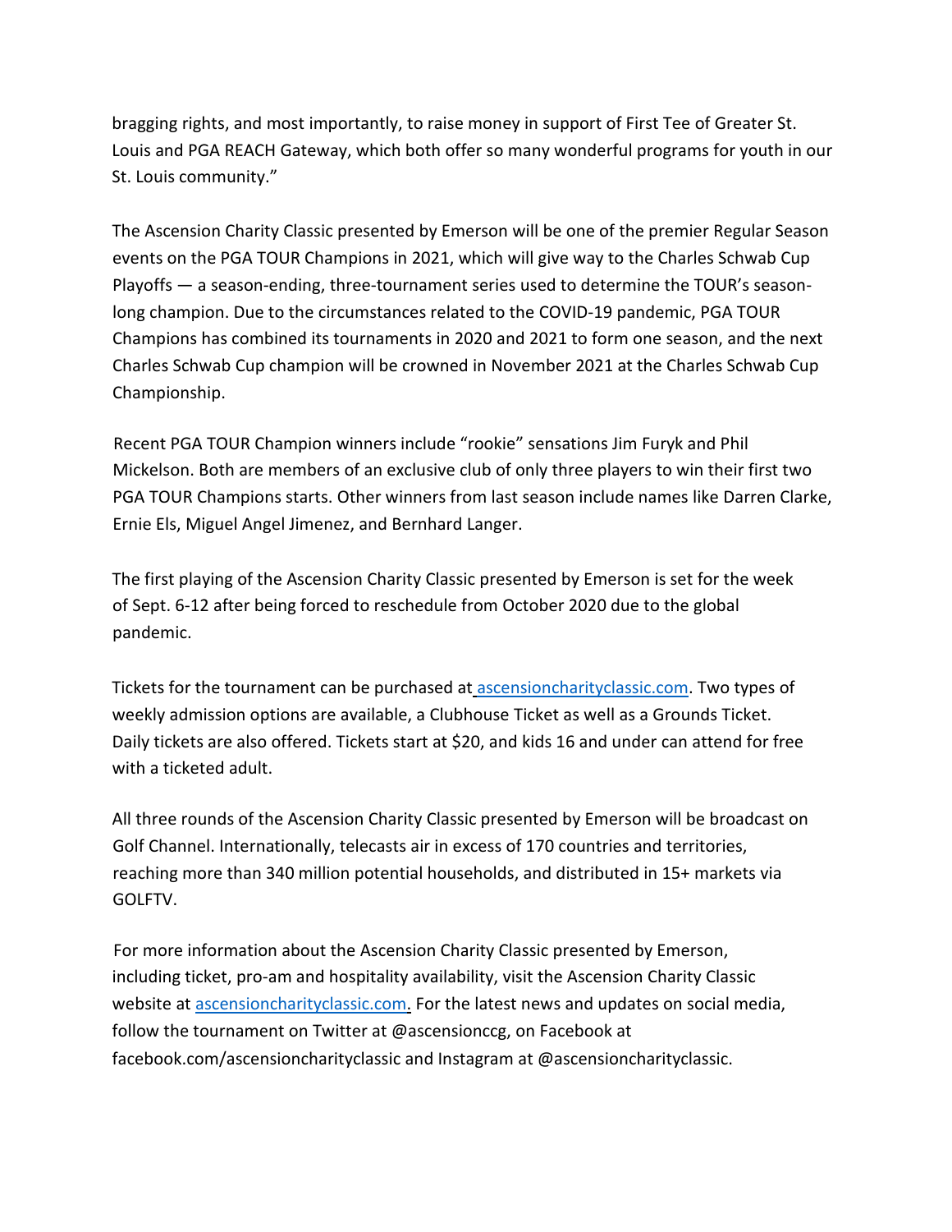bragging rights, and most importantly, to raise money in support of First Tee of Greater St. Louis and PGA REACH Gateway, which both offer so many wonderful programs for youth in our St. Louis community."

The Ascension Charity Classic presented by Emerson will be one of the premier Regular Season events on the PGA TOUR Champions in 2021, which will give way to the Charles Schwab Cup Playoffs — a season-ending, three-tournament series used to determine the TOUR's season-long champion. Due to the circumstances related to the COVID-19 pandemic, PGA TOUR Champions has combined its tournaments in 2020 and 2021 to form one season, and the next Charles Schwab Cup champion will be crowned in November 2021 at the Charles Schwab Cup Championship.

Recent PGA TOUR Champion winners include "rookie" sensations Jim Furyk and Phil Mickelson. Both are members of an exclusive club of only three players to win their first two PGA TOUR Champions starts. Other winners from last season include names like Darren Clarke, Ernie Els, Miguel Angel Jimenez, and Bernhard Langer.

The first playing of the Ascension Charity Classic presented by Emerson is set for the week of Sept. 6-12 after being forced to reschedule from October 2020 due to the global pandemic.

Tickets for the tournament can be purchased at ascensioncharityclassic.com. Two types of weekly admission options are available, a Clubhouse Ticket as well as a Grounds Ticket. Daily tickets are also offered. Tickets start at $20, and kids 16 and under can attend for free with a ticketed adult.

All three rounds of the Ascension Charity Classic presented by Emerson will be broadcast on Golf Channel. Internationally, telecasts air in excess of 170 countries and territories, reaching more than 340 million potential households, and distributed in 15+ markets via GOLFTV.

For more information about the Ascension Charity Classic presented by Emerson, including ticket, pro-am and hospitality availability, visit the Ascension Charity Classic website at ascensioncharityclassic.com. For the latest news and updates on social media, follow the tournament on Twitter at @ascensionccg, on Facebook at facebook.com/ascensioncharityclassic and Instagram at @ascensioncharityclassic.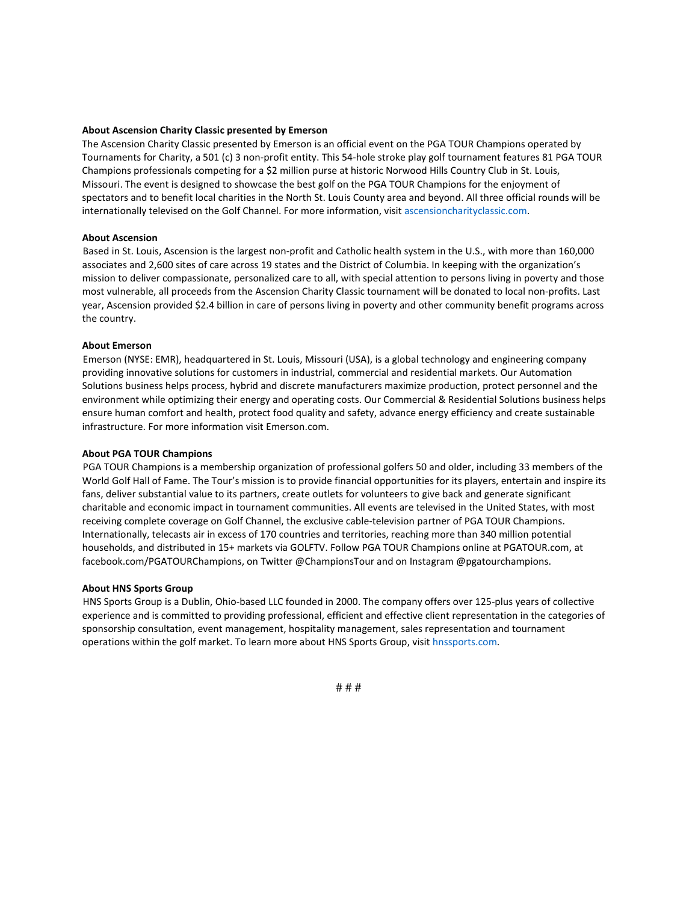**About Ascension Charity Classic presented by Emerson**

The Ascension Charity Classic presented by Emerson is an official event on the PGA TOUR Champions operated by Tournaments for Charity, a 501 (c) 3 non-profit entity. This 54-hole stroke play golf tournament features 81 PGA TOUR Champions professionals competing for a $2 million purse at historic Norwood Hills Country Club in St. Louis, Missouri. The event is designed to showcase the best golf on the PGA TOUR Champions for the enjoyment of spectators and to benefit local charities in the North St. Louis County area and beyond. All three official rounds will be internationally televised on the Golf Channel. For more information, visit ascensioncharityclassic.com.

**About Ascension**

Based in St. Louis, Ascension is the largest non-profit and Catholic health system in the U.S., with more than 160,000 associates and 2,600 sites of care across 19 states and the District of Columbia. In keeping with the organization's mission to deliver compassionate, personalized care to all, with special attention to persons living in poverty and those most vulnerable, all proceeds from the Ascension Charity Classic tournament will be donated to local non-profits. Last year, Ascension provided $2.4 billion in care of persons living in poverty and other community benefit programs across the country.

**About Emerson**

Emerson (NYSE: EMR), headquartered in St. Louis, Missouri (USA), is a global technology and engineering company providing innovative solutions for customers in industrial, commercial and residential markets. Our Automation Solutions business helps process, hybrid and discrete manufacturers maximize production, protect personnel and the environment while optimizing their energy and operating costs. Our Commercial & Residential Solutions business helps ensure human comfort and health, protect food quality and safety, advance energy efficiency and create sustainable infrastructure. For more information visit Emerson.com.

**About PGA TOUR Champions**

PGA TOUR Champions is a membership organization of professional golfers 50 and older, including 33 members of the World Golf Hall of Fame. The Tour's mission is to provide financial opportunities for its players, entertain and inspire its fans, deliver substantial value to its partners, create outlets for volunteers to give back and generate significant charitable and economic impact in tournament communities. All events are televised in the United States, with most receiving complete coverage on Golf Channel, the exclusive cable-television partner of PGA TOUR Champions. Internationally, telecasts air in excess of 170 countries and territories, reaching more than 340 million potential households, and distributed in 15+ markets via GOLFTV. Follow PGA TOUR Champions online at PGATOUR.com, at facebook.com/PGATOURChampions, on Twitter @ChampionsTour and on Instagram @pgatourchampions.

**About HNS Sports Group**

HNS Sports Group is a Dublin, Ohio-based LLC founded in 2000. The company offers over 125-plus years of collective experience and is committed to providing professional, efficient and effective client representation in the categories of sponsorship consultation, event management, hospitality management, sales representation and tournament operations within the golf market. To learn more about HNS Sports Group, visit hnssports.com.

# # #